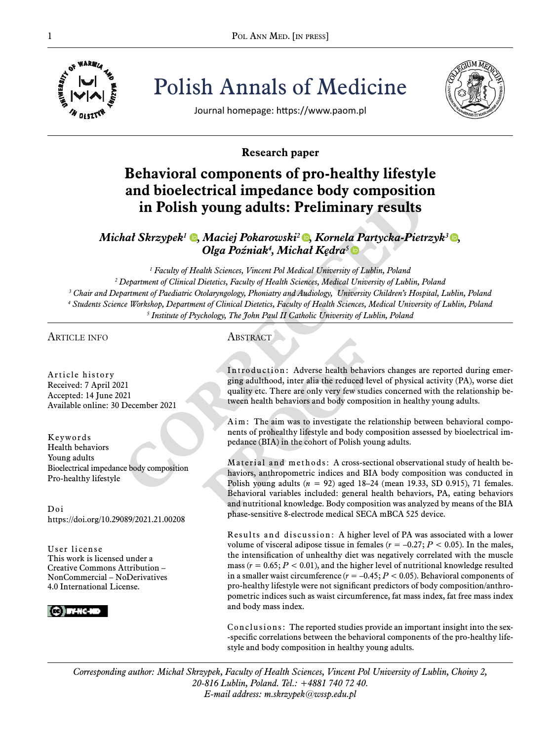# Polish Annals of Medicine

Journal homepage: https://www.paom.pl

**Research paper**

## Behavioral components of pro-healthy lifestyle and bioelectrical impedance body composition in Polish young adults: Preliminary results

***Michał Skrzypek[1], Maciej Pokarowski[2], Kornela Partycka-Pietrzyk[3], Olga Poźniak[4], Michał Kędra[5]***

[1] *Faculty of Health Sciences, Vincent Pol Medical University of Lublin, Poland*
[2] *Department of Clinical Dietetics, Faculty of Health Sciences, Medical University of Lublin, Poland*
[3] *Chair and Department of Paediatric Otolaryngology, Phoniatry and Audiology, University Children's Hospital, Lublin, Poland*
[4] *Students Science Workshop, Department of Clinical Dietetics, Faculty of Health Sciences, Medical University of Lublin, Poland*
[5] *Institute of Psychology, The John Paul II Catholic University of Lublin, Poland*

### Article info

**Article history**
Received: 7 April 2021
Accepted: 14 June 2021
Available online: 30 December 2021

**Keywords**
Health behaviors
Young adults
Bioelectrical impedance body composition
Pro-healthy lifestyle

**Doi**
https://doi.org/10.29089/2021.21.00208

**User license**
This work is licensed under a Creative Commons Attribution – NonCommercial – NoDerivatives 4.0 International License.

### Abstract

**Introduction:** Adverse health behaviors changes are reported during emerging adulthood, inter alia the reduced level of physical activity (PA), worse diet quality etc. There are only very few studies concerned with the relationship between health behaviors and body composition in healthy young adults.

**Aim:** The aim was to investigate the relationship between behavioral components of prohealthy lifestyle and body composition assessed by bioelectrical impedance (BIA) in the cohort of Polish young adults.

**Material and methods:** A cross-sectional observational study of health behaviors, anthropometric indices and BIA body composition was conducted in Polish young adults ($n$ = 92) aged 18–24 (mean 19.33, SD 0.915), 71 females. Behavioral variables included: general health behaviors, PA, eating behaviors and nutritional knowledge. Body composition was analyzed by means of the BIA phase-sensitive 8-electrode medical SECA mBCA 525 device.

**Results and discussion:** A higher level of PA was associated with a lower volume of visceral adipose tissue in females ($r$ = –0.27; $P$ < 0.05). In the males, the intensification of unhealthy diet was negatively correlated with the muscle mass ($r$ = 0.65; $P$ < 0.01), and the higher level of nutritional knowledge resulted in a smaller waist circumference ($r$ = –0.45; $P$ < 0.05). Behavioral components of pro-healthy lifestyle were not significant predictors of body composition/anthropometric indices such as waist circumference, fat mass index, fat free mass index and body mass index.

**Conclusions:** The reported studies provide an important insight into the sex-specific correlations between the behavioral components of the pro-healthy lifestyle and body composition in healthy young adults.

*Corresponding author: Michał Skrzypek, Faculty of Health Sciences, Vincent Pol University of Lublin, Choiny 2, 20-816 Lublin, Poland. Tel.: +4881 740 72 40.*
*E-mail address: m.skrzypek@wssp.edu.pl*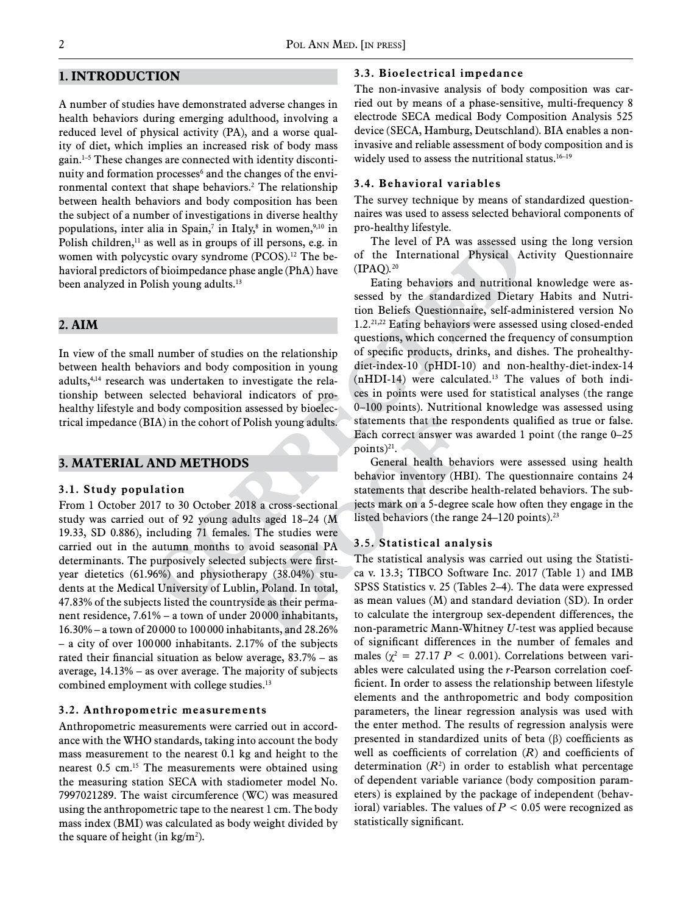## 1. INTRODUCTION

A number of studies have demonstrated adverse changes in health behaviors during emerging adulthood, involving a reduced level of physical activity (PA), and a worse quality of diet, which implies an increased risk of body mass gain.[1–5] These changes are connected with identity discontinuity and formation processes[6] and the changes of the environmental context that shape behaviors.[2] The relationship between health behaviors and body composition has been the subject of a number of investigations in diverse healthy populations, inter alia in Spain,[7] in Italy,[8] in women,[9,10] in Polish children,[11] as well as in groups of ill persons, e.g. in women with polycystic ovary syndrome (PCOS).[12] The behavioral predictors of bioimpedance phase angle (PhA) have been analyzed in Polish young adults.[13]

## 2. AIM

In view of the small number of studies on the relationship between health behaviors and body composition in young adults,[4,14] research was undertaken to investigate the relationship between selected behavioral indicators of prohealthy lifestyle and body composition assessed by bioelectrical impedance (BIA) in the cohort of Polish young adults.

## 3. MATERIAL AND METHODS

### 3.1. Study population

From 1 October 2017 to 30 October 2018 a cross-sectional study was carried out of 92 young adults aged 18–24 (M 19.33, SD 0.886), including 71 females. The studies were carried out in the autumn months to avoid seasonal PA determinants. The purposively selected subjects were first-year dietetics (61.96%) and physiotherapy (38.04%) students at the Medical University of Lublin, Poland. In total, 47.83% of the subjects listed the countryside as their permanent residence, 7.61% – a town of under 20 000 inhabitants, 16.30% – a town of 20 000 to 100 000 inhabitants, and 28.26% – a city of over 100 000 inhabitants. 2.17% of the subjects rated their financial situation as below average, 83.7% – as average, 14.13% – as over average. The majority of subjects combined employment with college studies.[13]

### 3.2. Anthropometric measurements

Anthropometric measurements were carried out in accordance with the WHO standards, taking into account the body mass measurement to the nearest 0.1 kg and height to the nearest 0.5 cm.[15] The measurements were obtained using the measuring station SECA with stadiometer model No. 7997021289. The waist circumference (WC) was measured using the anthropometric tape to the nearest 1 cm. The body mass index (BMI) was calculated as body weight divided by the square of height (in kg/m$^2$).

### 3.3. Bioelectrical impedance

The non-invasive analysis of body composition was carried out by means of a phase-sensitive, multi-frequency 8 electrode SECA medical Body Composition Analysis 525 device (SECA, Hamburg, Deutschland). BIA enables a non-invasive and reliable assessment of body composition and is widely used to assess the nutritional status.[16–19]

### 3.4. Behavioral variables

The survey technique by means of standardized questionnaires was used to assess selected behavioral components of pro-healthy lifestyle.

The level of PA was assessed using the long version of the International Physical Activity Questionnaire (IPAQ).[20]

Eating behaviors and nutritional knowledge were assessed by the standardized Dietary Habits and Nutrition Beliefs Questionnaire, self-administered version No 1.2.[21,22] Eating behaviors were assessed using closed-ended questions, which concerned the frequency of consumption of specific products, drinks, and dishes. The prohealthy-diet-index-10 (pHDI-10) and non-healthy-diet-index-14 (nHDI-14) were calculated.[13] The values of both indices in points were used for statistical analyses (the range 0–100 points). Nutritional knowledge was assessed using statements that the respondents qualified as true or false. Each correct answer was awarded 1 point (the range 0–25 points)[21].

General health behaviors were assessed using health behavior inventory (HBI). The questionnaire contains 24 statements that describe health-related behaviors. The subjects mark on a 5-degree scale how often they engage in the listed behaviors (the range 24–120 points).[23]

### 3.5. Statistical analysis

The statistical analysis was carried out using the Statistica v. 13.3; TIBCO Software Inc. 2017 (Table 1) and IMB SPSS Statistics v. 25 (Tables 2–4). The data were expressed as mean values (M) and standard deviation (SD). In order to calculate the intergroup sex-dependent differences, the non-parametric Mann-Whitney *U*-test was applied because of significant differences in the number of females and males ($\chi^2 = 27.17$ $P < 0.001$). Correlations between variables were calculated using the *r*-Pearson correlation coefficient. In order to assess the relationship between lifestyle elements and the anthropometric and body composition parameters, the linear regression analysis was used with the enter method. The results of regression analysis were presented in standardized units of beta ($\beta$) coefficients as well as coefficients of correlation ($R$) and coefficients of determination ($R^2$) in order to establish what percentage of dependent variable variance (body composition parameters) is explained by the package of independent (behavioral) variables. The values of $P < 0.05$ were recognized as statistically significant.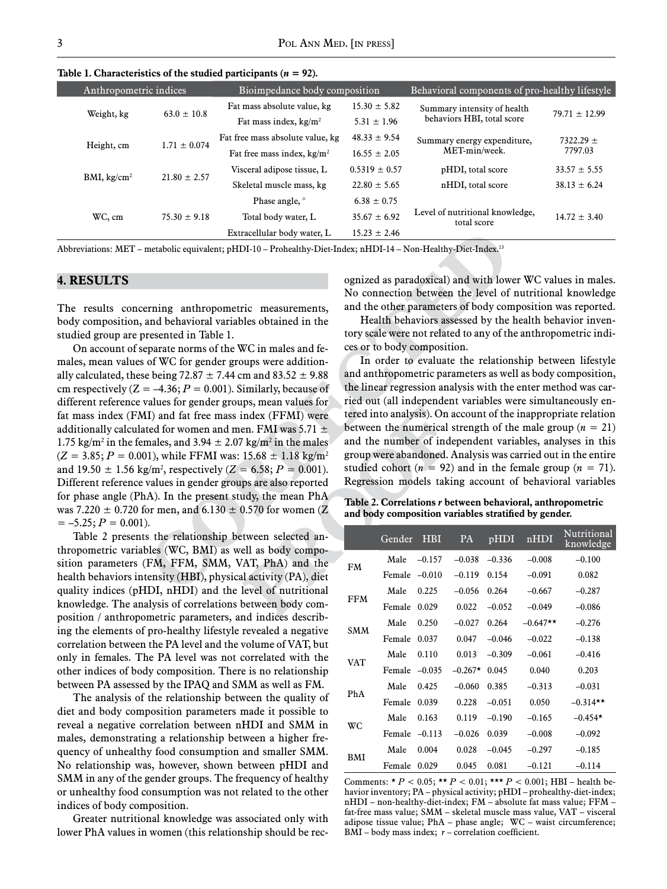**Table 1. Characteristics of the studied participants (n = 92).**

| Anthropometric indices | | Bioimpedance body composition | | Behavioral components of pro-healthy lifestyle | |
|---|---|---|---|---|---|
| Weight, kg | 63.0 ± 10.8 | Fat mass absolute value, kg | 15.30 ± 5.82 | Summary intensity of health behaviors HBI, total score | 79.71 ± 12.99 |
| | | Fat mass index, kg/m² | 5.31 ± 1.96 | | |
| Height, cm | 1.71 ± 0.074 | Fat free mass absolute value, kg | 48.33 ± 9.54 | Summary energy expenditure, MET-min/week. | 7322.29 ± 7797.03 |
| | | Fat free mass index, kg/m² | 16.55 ± 2.05 | | |
| BMI, kg/cm² | 21.80 ± 2.57 | Visceral adipose tissue, L | 0.5319 ± 0.57 | pHDI, total score | 33.57 ± 5.55 |
| | | Skeletal muscle mass, kg | 22.80 ± 5.65 | nHDI, total score | 38.13 ± 6.24 |
| WC, cm | 75.30 ± 9.18 | Phase angle, ° | 6.38 ± 0.75 | Level of nutritional knowledge, total score | 14.72 ± 3.40 |
| | | Total body water, L | 35.67 ± 6.92 | | |
| | | Extracellular body water, L | 15.23 ± 2.46 | | |

Abbreviations: MET – metabolic equivalent; pHDI-10 – Prohealthy-Diet-Index; nHDI-14 – Non-Healthy-Diet-Index.[13]

## 4. RESULTS

The results concerning anthropometric measurements, body composition, and behavioral variables obtained in the studied group are presented in Table 1.

On account of separate norms of the WC in males and females, mean values of WC for gender groups were additionally calculated, these being 72.87 ± 7.44 cm and 83.52 ± 9.88 cm respectively ($Z = –4.36$; $P = 0.001$). Similarly, because of different reference values for gender groups, mean values for fat mass index (FMI) and fat free mass index (FFMI) were additionally calculated for women and men. FMI was 5.71 ± 1.75 kg/m² in the females, and 3.94 ± 2.07 kg/m² in the males ($Z = 3.85$; $P = 0.001$), while FFMI was: 15.68 ± 1.18 kg/m² and 19.50 ± 1.56 kg/m², respectively ($Z = 6.58$; $P = 0.001$). Different reference values in gender groups are also reported for phase angle (PhA). In the present study, the mean PhA was 7.220 ± 0.720 for men, and 6.130 ± 0.570 for women ($Z = –5.25$; $P = 0.001$).

Table 2 presents the relationship between selected anthropometric variables (WC, BMI) as well as body composition parameters (FM, FFM, SMM, VAT, PhA) and the health behaviors intensity (HBI), physical activity (PA), diet quality indices (pHDI, nHDI) and the level of nutritional knowledge. The analysis of correlations between body composition / anthropometric parameters, and indices describing the elements of pro-healthy lifestyle revealed a negative correlation between the PA level and the volume of VAT, but only in females. The PA level was not correlated with the other indices of body composition. There is no relationship between PA assessed by the IPAQ and SMM as well as FM.

The analysis of the relationship between the quality of diet and body composition parameters made it possible to reveal a negative correlation between nHDI and SMM in males, demonstrating a relationship between a higher frequency of unhealthy food consumption and smaller SMM. No relationship was, however, shown between pHDI and SMM in any of the gender groups. The frequency of healthy or unhealthy food consumption was not related to the other indices of body composition.

Greater nutritional knowledge was associated only with lower PhA values in women (this relationship should be recognized as paradoxical) and with lower WC values in males. No connection between the level of nutritional knowledge and the other parameters of body composition was reported.

Health behaviors assessed by the health behavior inventory scale were not related to any of the anthropometric indices or to body composition.

In order to evaluate the relationship between lifestyle and anthropometric parameters as well as body composition, the linear regression analysis with the enter method was carried out (all independent variables were simultaneously entered into analysis). On account of the inappropriate relation between the numerical strength of the male group ($n = 21$) and the number of independent variables, analyses in this group were abandoned. Analysis was carried out in the entire studied cohort ($n = 92$) and in the female group ($n = 71$). Regression models taking account of behavioral variables

**Table 2. Correlations r between behavioral, anthropometric and body composition variables stratified by gender.**

| | Gender | HBI | PA | pHDI | nHDI | Nutritional knowledge |
|---|---|---|---|---|---|---|
| FM | Male | –0.157 | –0.038 | –0.336 | –0.008 | –0.100 |
| | Female | –0.010 | –0.119 | 0.154 | –0.091 | 0.082 |
| FFM | Male | 0.225 | –0.056 | 0.264 | –0.667 | –0.287 |
| | Female | 0.029 | 0.022 | –0.052 | –0.049 | –0.086 |
| SMM | Male | 0.250 | –0.027 | 0.264 | –0.647** | –0.276 |
| | Female | 0.037 | 0.047 | –0.046 | –0.022 | –0.138 |
| VAT | Male | 0.110 | 0.013 | –0.309 | –0.061 | –0.416 |
| | Female | –0.035 | –0.267* | 0.045 | 0.040 | 0.203 |
| PhA | Male | 0.425 | –0.060 | 0.385 | –0.313 | –0.031 |
| | Female | 0.039 | 0.228 | –0.051 | 0.050 | –0.314** |
| WC | Male | 0.163 | 0.119 | –0.190 | –0.165 | –0.454* |
| | Female | –0.113 | –0.026 | 0.039 | –0.008 | –0.092 |
| BMI | Male | 0.004 | 0.028 | –0.045 | –0.297 | –0.185 |
| | Female | 0.029 | 0.045 | 0.081 | –0.121 | –0.114 |

Comments: * $P < 0.05$; ** $P < 0.01$; *** $P < 0.001$; HBI – health behavior inventory; PA – physical activity; pHDI – prohealthy-diet-index; nHDI – non-healthy-diet-index; FM – absolute fat mass value; FFM – fat-free mass value; SMM – skeletal muscle mass value, VAT – visceral adipose tissue value; PhA – phase angle; WC – waist circumference; BMI – body mass index; r – correlation coefficient.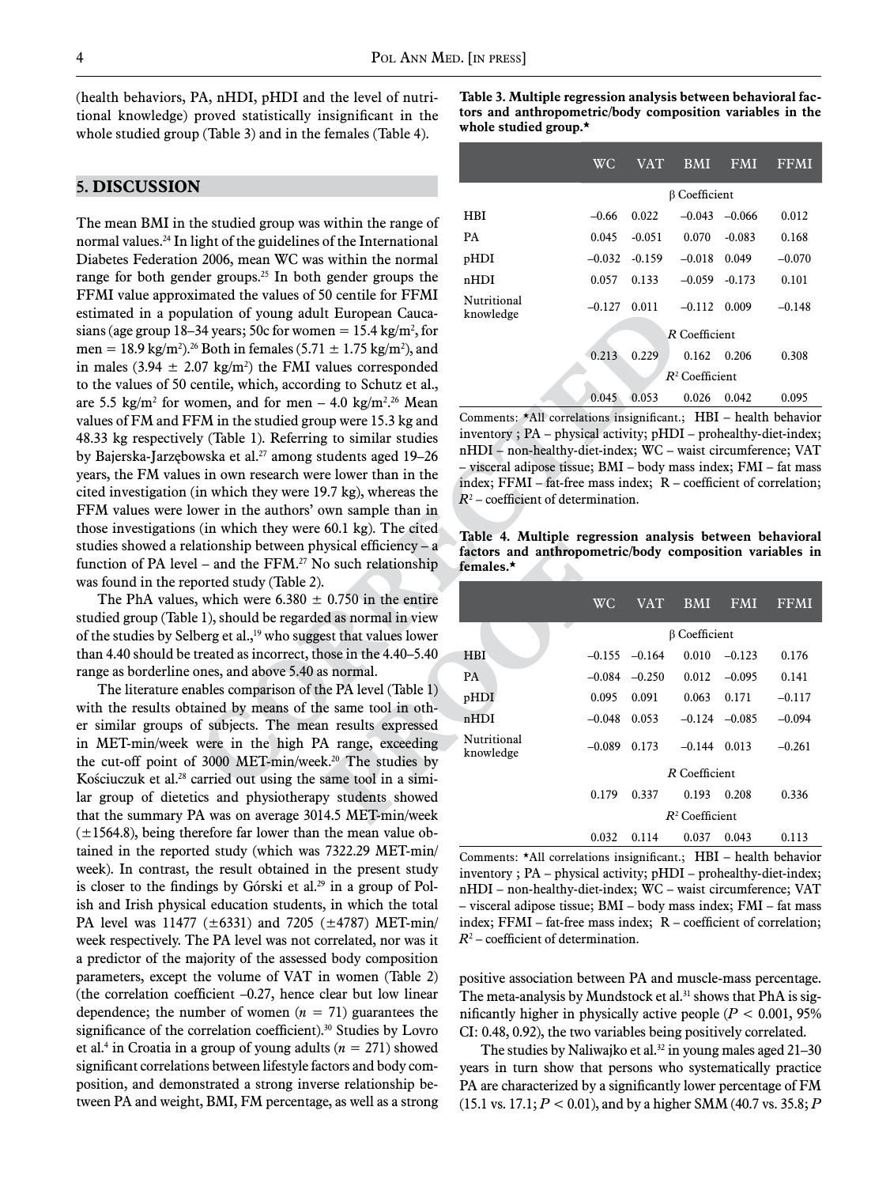(health behaviors, PA, nHDI, pHDI and the level of nutritional knowledge) proved statistically insignificant in the whole studied group (Table 3) and in the females (Table 4).

## 5. DISCUSSION

The mean BMI in the studied group was within the range of normal values.[24] In light of the guidelines of the International Diabetes Federation 2006, mean WC was within the normal range for both gender groups.[25] In both gender groups the FFMI value approximated the values of 50 centile for FFMI estimated in a population of young adult European Caucasians (age group 18–34 years; 50c for women = 15.4 kg/m$^2$, for men = 18.9 kg/m$^2$).[26] Both in females (5.71 ± 1.75 kg/m$^2$), and in males (3.94 ± 2.07 kg/m$^2$) the FMI values corresponded to the values of 50 centile, which, according to Schutz et al., are 5.5 kg/m$^2$ for women, and for men – 4.0 kg/m$^2$.[26] Mean values of FM and FFM in the studied group were 15.3 kg and 48.33 kg respectively (Table 1). Referring to similar studies by Bajerska-Jarzębowska et al.[27] among students aged 19–26 years, the FM values in own research were lower than in the cited investigation (in which they were 19.7 kg), whereas the FFM values were lower in the authors' own sample than in those investigations (in which they were 60.1 kg). The cited studies showed a relationship between physical efficiency – a function of PA level – and the FFM.[27] No such relationship was found in the reported study (Table 2).

The PhA values, which were 6.380 ± 0.750 in the entire studied group (Table 1), should be regarded as normal in view of the studies by Selberg et al.,[19] who suggest that values lower than 4.40 should be treated as incorrect, those in the 4.40–5.40 range as borderline ones, and above 5.40 as normal.

The literature enables comparison of the PA level (Table 1) with the results obtained by means of the same tool in other similar groups of subjects. The mean results expressed in MET-min/week were in the high PA range, exceeding the cut-off point of 3000 MET-min/week.[20] The studies by Kościuczuk et al.[28] carried out using the same tool in a similar group of dietetics and physiotherapy students showed that the summary PA was on average 3014.5 MET-min/week (±1564.8), being therefore far lower than the mean value obtained in the reported study (which was 7322.29 MET-min/week). In contrast, the result obtained in the present study is closer to the findings by Górski et al.[29] in a group of Polish and Irish physical education students, in which the total PA level was 11477 (±6331) and 7205 (±4787) MET-min/week respectively. The PA level was not correlated, nor was it a predictor of the majority of the assessed body composition parameters, except the volume of VAT in women (Table 2) (the correlation coefficient –0.27, hence clear but low linear dependence; the number of women ($n$ = 71) guarantees the significance of the correlation coefficient).[30] Studies by Lovro et al.[4] in Croatia in a group of young adults ($n$ = 271) showed significant correlations between lifestyle factors and body composition, and demonstrated a strong inverse relationship between PA and weight, BMI, FM percentage, as well as a strong positive association between PA and muscle-mass percentage. The meta-analysis by Mundstock et al.[31] shows that PhA is significantly higher in physically active people ($P$ < 0.001, 95% CI: 0.48, 0.92), the two variables being positively correlated.

The studies by Naliwajko et al.[32] in young males aged 21–30 years in turn show that persons who systematically practice PA are characterized by a significantly lower percentage of FM (15.1 vs. 17.1; $P$ < 0.01), and by a higher SMM (40.7 vs. 35.8; $P$

**Table 3. Multiple regression analysis between behavioral factors and anthropometric/body composition variables in the whole studied group.***

| | WC | VAT | BMI | FMI | FFMI |
|---|---|---|---|---|---|
| | β Coefficient | | | | |
| HBI | –0.66 | 0.022 | –0.043 | –0.066 | 0.012 |
| PA | 0.045 | -0.051 | 0.070 | -0.083 | 0.168 |
| pHDI | –0.032 | -0.159 | –0.018 | 0.049 | –0.070 |
| nHDI | 0.057 | 0.133 | –0.059 | -0.173 | 0.101 |
| Nutritional knowledge | –0.127 | 0.011 | –0.112 | 0.009 | –0.148 |
| | *R* Coefficient | | | | |
| | 0.213 | 0.229 | 0.162 | 0.206 | 0.308 |
| | $R^2$ Coefficient | | | | |
| | 0.045 | 0.053 | 0.026 | 0.042 | 0.095 |

Comments: *All correlations insignificant.; HBI – health behavior inventory ; PA – physical activity; pHDI – prohealthy-diet-index; nHDI – non-healthy-diet-index; WC – waist circumference; VAT – visceral adipose tissue; BMI – body mass index; FMI – fat mass index; FFMI – fat-free mass index; R – coefficient of correlation; $R^2$ – coefficient of determination.

**Table 4. Multiple regression analysis between behavioral factors and anthropometric/body composition variables in females.***

| | WC | VAT | BMI | FMI | FFMI |
|---|---|---|---|---|---|
| | β Coefficient | | | | |
| HBI | –0.155 | –0.164 | 0.010 | –0.123 | 0.176 |
| PA | –0.084 | –0.250 | 0.012 | –0.095 | 0.141 |
| pHDI | 0.095 | 0.091 | 0.063 | 0.171 | –0.117 |
| nHDI | –0.048 | 0.053 | –0.124 | –0.085 | –0.094 |
| Nutritional knowledge | –0.089 | 0.173 | –0.144 | 0.013 | –0.261 |
| | *R* Coefficient | | | | |
| | 0.179 | 0.337 | 0.193 | 0.208 | 0.336 |
| | $R^2$ Coefficient | | | | |
| | 0.032 | 0.114 | 0.037 | 0.043 | 0.113 |

Comments: *All correlations insignificant.; HBI – health behavior inventory ; PA – physical activity; pHDI – prohealthy-diet-index; nHDI – non-healthy-diet-index; WC – waist circumference; VAT – visceral adipose tissue; BMI – body mass index; FMI – fat mass index; FFMI – fat-free mass index; R – coefficient of correlation; $R^2$ – coefficient of determination.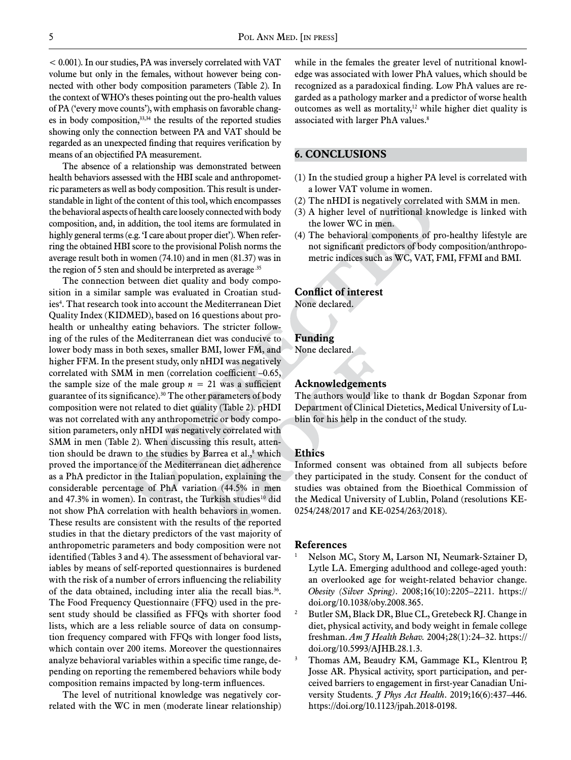< 0.001). In our studies, PA was inversely correlated with VAT volume but only in the females, without however being connected with other body composition parameters (Table 2). In the context of WHO's theses pointing out the pro-health values of PA ('every move counts'), with emphasis on favorable changes in body composition,[33,34] the results of the reported studies showing only the connection between PA and VAT should be regarded as an unexpected finding that requires verification by means of an objectified PA measurement.

The absence of a relationship was demonstrated between health behaviors assessed with the HBI scale and anthropometric parameters as well as body composition. This result is understandable in light of the content of this tool, which encompasses the behavioral aspects of health care loosely connected with body composition, and, in addition, the tool items are formulated in highly general terms (e.g. 'I care about proper diet'). When referring the obtained HBI score to the provisional Polish norms the average result both in women (74.10) and in men (81.37) was in the region of 5 sten and should be interpreted as average.[35]

The connection between diet quality and body composition in a similar sample was evaluated in Croatian studies[4]. That research took into account the Mediterranean Diet Quality Index (KIDMED), based on 16 questions about pro-health or unhealthy eating behaviors. The stricter following of the rules of the Mediterranean diet was conducive to lower body mass in both sexes, smaller BMI, lower FM, and higher FFM. In the present study, only nHDI was negatively correlated with SMM in men (correlation coefficient –0.65, the sample size of the male group $n = 21$ was a sufficient guarantee of its significance).[30] The other parameters of body composition were not related to diet quality (Table 2). pHDI was not correlated with any anthropometric or body composition parameters, only nHDI was negatively correlated with SMM in men (Table 2). When discussing this result, attention should be drawn to the studies by Barrea et al.,[8] which proved the importance of the Mediterranean diet adherence as a PhA predictor in the Italian population, explaining the considerable percentage of PhA variation (44.5% in men and 47.3% in women). In contrast, the Turkish studies[10] did not show PhA correlation with health behaviors in women. These results are consistent with the results of the reported studies in that the dietary predictors of the vast majority of anthropometric parameters and body composition were not identified (Tables 3 and 4). The assessment of behavioral variables by means of self-reported questionnaires is burdened with the risk of a number of errors influencing the reliability of the data obtained, including inter alia the recall bias.[36]. The Food Frequency Questionnaire (FFQ) used in the present study should be classified as FFQs with shorter food lists, which are a less reliable source of data on consumption frequency compared with FFQs with longer food lists, which contain over 200 items. Moreover the questionnaires analyze behavioral variables within a specific time range, depending on reporting the remembered behaviors while body composition remains impacted by long-term influences.

The level of nutritional knowledge was negatively correlated with the WC in men (moderate linear relationship) while in the females the greater level of nutritional knowledge was associated with lower PhA values, which should be recognized as a paradoxical finding. Low PhA values are regarded as a pathology marker and a predictor of worse health outcomes as well as mortality,[12] while higher diet quality is associated with larger PhA values.[8]

## 6. CONCLUSIONS

(1) In the studied group a higher PA level is correlated with a lower VAT volume in women.
(2) The nHDI is negatively correlated with SMM in men.
(3) A higher level of nutritional knowledge is linked with the lower WC in men.
(4) The behavioral components of pro-healthy lifestyle are not significant predictors of body composition/anthropometric indices such as WC, VAT, FMI, FFMI and BMI.

### Conflict of interest

None declared.

### Funding

None declared.

### Acknowledgements

The authors would like to thank dr Bogdan Szponar from Department of Clinical Dietetics, Medical University of Lublin for his help in the conduct of the study.

### Ethics

Informed consent was obtained from all subjects before they participated in the study. Consent for the conduct of studies was obtained from the Bioethical Commission of the Medical University of Lublin, Poland (resolutions KE-0254/248/2017 and KE-0254/263/2018).

### References

1. Nelson MC, Story M, Larson NI, Neumark-Sztainer D, Lytle LA. Emerging adulthood and college-aged youth: an overlooked age for weight-related behavior change. *Obesity (Silver Spring)*. 2008;16(10):2205–2211. https://doi.org/10.1038/oby.2008.365.
2. Butler SM, Black DR, Blue CL, Gretebeck RJ. Change in diet, physical activity, and body weight in female college freshman. *Am J Health Behav.* 2004;28(1):24–32. https://doi.org/10.5993/AJHB.28.1.3.
3. Thomas AM, Beaudry KM, Gammage KL, Klentrou P, Josse AR. Physical activity, sport participation, and perceived barriers to engagement in first-year Canadian University Students. *J Phys Act Health*. 2019;16(6):437–446. https://doi.org/10.1123/jpah.2018-0198.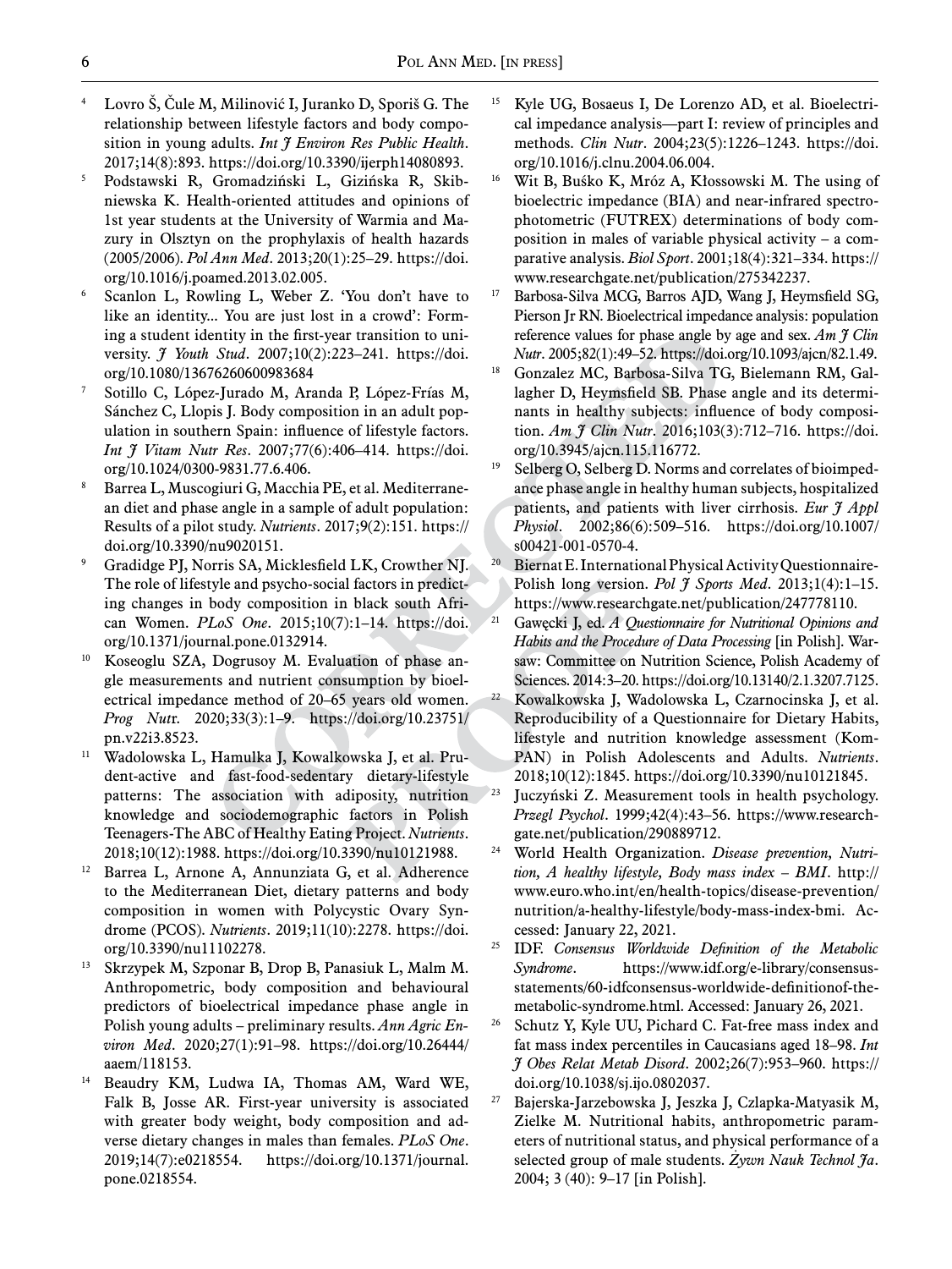4. Lovro Š, Čule M, Milinović I, Juranko D, Sporiš G. The relationship between lifestyle factors and body composition in young adults. *Int J Environ Res Public Health*. 2017;14(8):893. https://doi.org/10.3390/ijerph14080893.
5. Podstawski R, Gromadziński L, Gizińska R, Skibniewska K. Health-oriented attitudes and opinions of 1st year students at the University of Warmia and Mazury in Olsztyn on the prophylaxis of health hazards (2005/2006). *Pol Ann Med*. 2013;20(1):25–29. https://doi.org/10.1016/j.poamed.2013.02.005.
6. Scanlon L, Rowling L, Weber Z. 'You don't have to like an identity... You are just lost in a crowd': Forming a student identity in the first-year transition to university. *J Youth Stud*. 2007;10(2):223–241. https://doi.org/10.1080/13676260600983684
7. Sotillo C, López-Jurado M, Aranda P, López-Frías M, Sánchez C, Llopis J. Body composition in an adult population in southern Spain: influence of lifestyle factors. *Int J Vitam Nutr Res*. 2007;77(6):406–414. https://doi.org/10.1024/0300-9831.77.6.406.
8. Barrea L, Muscogiuri G, Macchia PE, et al. Mediterranean diet and phase angle in a sample of adult population: Results of a pilot study. *Nutrients*. 2017;9(2):151. https://doi.org/10.3390/nu9020151.
9. Gradidge PJ, Norris SA, Micklesfield LK, Crowther NJ. The role of lifestyle and psycho-social factors in predicting changes in body composition in black south African Women. *PLoS One*. 2015;10(7):1–14. https://doi.org/10.1371/journal.pone.0132914.
10. Koseoglu SZA, Dogrusoy M. Evaluation of phase angle measurements and nutrient consumption by bioelectrical impedance method of 20–65 years old women. *Prog Nutr*. 2020;33(3):1–9. https://doi.org/10.23751/pn.v22i3.8523.
11. Wadolowska L, Hamulka J, Kowalkowska J, et al. Prudent-active and fast-food-sedentary dietary-lifestyle patterns: The association with adiposity, nutrition knowledge and sociodemographic factors in Polish Teenagers-The ABC of Healthy Eating Project. *Nutrients*. 2018;10(12):1988. https://doi.org/10.3390/nu10121988.
12. Barrea L, Arnone A, Annunziata G, et al. Adherence to the Mediterranean Diet, dietary patterns and body composition in women with Polycystic Ovary Syndrome (PCOS). *Nutrients*. 2019;11(10):2278. https://doi.org/10.3390/nu11102278.
13. Skrzypek M, Szponar B, Drop B, Panasiuk L, Malm M. Anthropometric, body composition and behavioural predictors of bioelectrical impedance phase angle in Polish young adults – preliminary results. *Ann Agric Environ Med*. 2020;27(1):91–98. https://doi.org/10.26444/aaem/118153.
14. Beaudry KM, Ludwa IA, Thomas AM, Ward WE, Falk B, Josse AR. First-year university is associated with greater body weight, body composition and adverse dietary changes in males than females. *PLoS One*. 2019;14(7):e0218554. https://doi.org/10.1371/journal.pone.0218554.
15. Kyle UG, Bosaeus I, De Lorenzo AD, et al. Bioelectrical impedance analysis—part I: review of principles and methods. *Clin Nutr*. 2004;23(5):1226–1243. https://doi.org/10.1016/j.clnu.2004.06.004.
16. Wit B, Buśko K, Mróz A, Kłossowski M. The using of bioelectric impedance (BIA) and near-infrared spectrophotometric (FUTREX) determinations of body composition in males of variable physical activity – a comparative analysis. *Biol Sport*. 2001;18(4):321–334. https://www.researchgate.net/publication/275342237.
17. Barbosa-Silva MCG, Barros AJD, Wang J, Heymsfield SG, Pierson Jr RN. Bioelectrical impedance analysis: population reference values for phase angle by age and sex. *Am J Clin Nutr*. 2005;82(1):49–52. https://doi.org/10.1093/ajcn/82.1.49.
18. Gonzalez MC, Barbosa-Silva TG, Bielemann RM, Gallagher D, Heymsfield SB. Phase angle and its determinants in healthy subjects: influence of body composition. *Am J Clin Nutr*. 2016;103(3):712–716. https://doi.org/10.3945/ajcn.115.116772.
19. Selberg O, Selberg D. Norms and correlates of bioimpedance phase angle in healthy human subjects, hospitalized patients, and patients with liver cirrhosis. *Eur J Appl Physiol*. 2002;86(6):509–516. https://doi.org/10.1007/s00421-001-0570-4.
20. Biernat E. International Physical Activity Questionnaire-Polish long version. *Pol J Sports Med*. 2013;1(4):1–15. https://www.researchgate.net/publication/247778110.
21. Gawęcki J, ed. *A Questionnaire for Nutritional Opinions and Habits and the Procedure of Data Processing* [in Polish]. Warsaw: Committee on Nutrition Science, Polish Academy of Sciences. 2014:3–20. https://doi.org/10.13140/2.1.3207.7125.
22. Kowalkowska J, Wadolowska L, Czarnocinska J, et al. Reproducibility of a Questionnaire for Dietary Habits, lifestyle and nutrition knowledge assessment (KomPAN) in Polish Adolescents and Adults. *Nutrients*. 2018;10(12):1845. https://doi.org/10.3390/nu10121845.
23. Juczyński Z. Measurement tools in health psychology. *Przegl Psychol*. 1999;42(4):43–56. https://www.researchgate.net/publication/290889712.
24. World Health Organization. *Disease prevention, Nutrition, A healthy lifestyle, Body mass index – BMI*. http://www.euro.who.int/en/health-topics/disease-prevention/nutrition/a-healthy-lifestyle/body-mass-index-bmi. Accessed: January 22, 2021.
25. IDF. *Consensus Worldwide Definition of the Metabolic Syndrome*. https://www.idf.org/e-library/consensus-statements/60-idfconsensus-worldwide-definitionof-the-metabolic-syndrome.html. Accessed: January 26, 2021.
26. Schutz Y, Kyle UU, Pichard C. Fat-free mass index and fat mass index percentiles in Caucasians aged 18–98. *Int J Obes Relat Metab Disord*. 2002;26(7):953–960. https://doi.org/10.1038/sj.ijo.0802037.
27. Bajerska-Jarzebowska J, Jeszka J, Czlapka-Matyasik M, Zielke M. Nutritional habits, anthropometric parameters of nutritional status, and physical performance of a selected group of male students. *Żywn Nauk Technol Ja*. 2004; 3 (40): 9–17 [in Polish].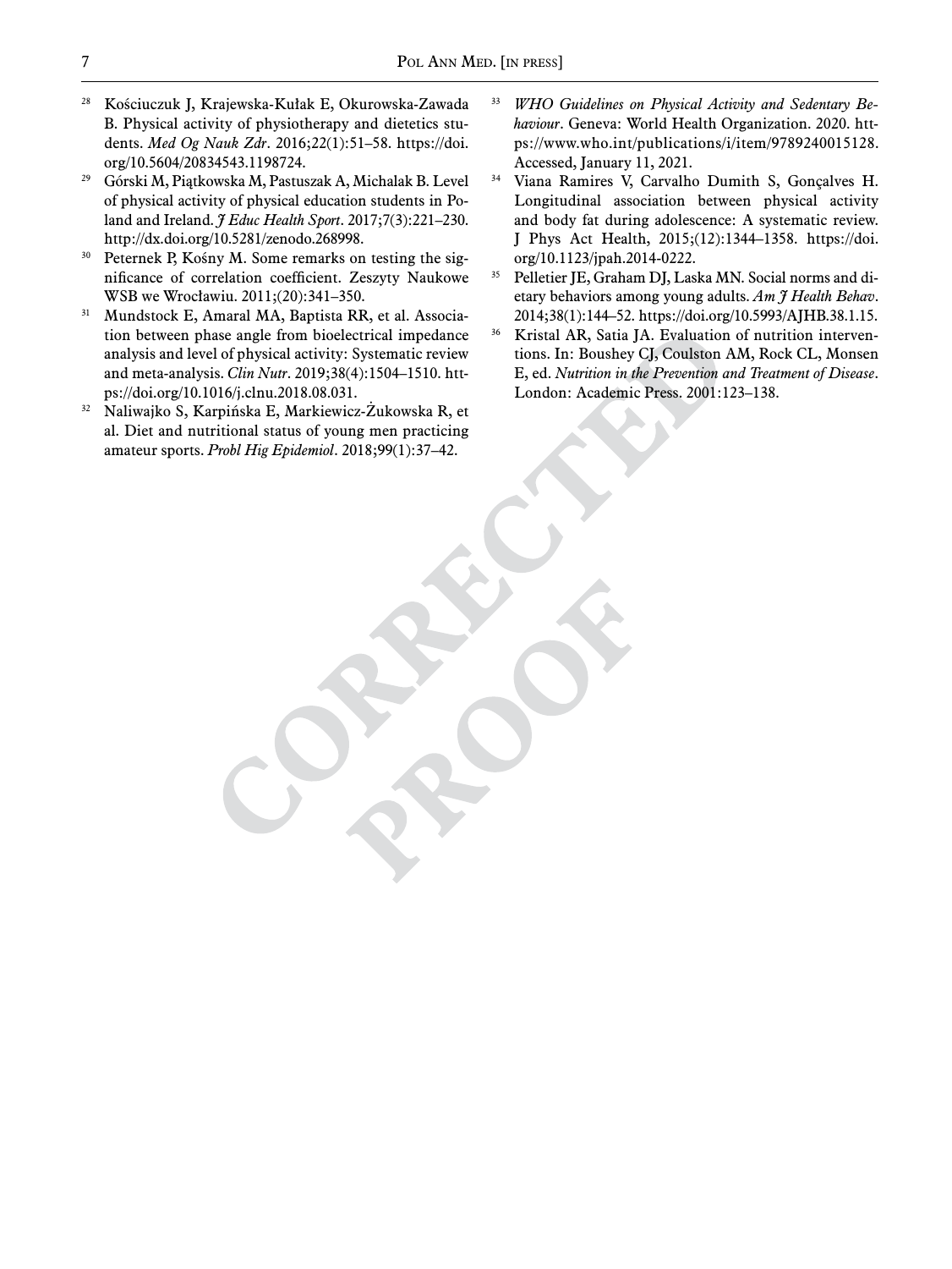28. Kościuczuk J, Krajewska-Kułak E, Okurowska-Zawada B. Physical activity of physiotherapy and dietetics students. *Med Og Nauk Zdr*. 2016;22(1):51–58. https://doi.org/10.5604/20834543.1198724.
29. Górski M, Piątkowska M, Pastuszak A, Michalak B. Level of physical activity of physical education students in Poland and Ireland. *J Educ Health Sport*. 2017;7(3):221–230. http://dx.doi.org/10.5281/zenodo.268998.
30. Peternek P, Kośny M. Some remarks on testing the significance of correlation coefficient. Zeszyty Naukowe WSB we Wrocławiu. 2011;(20):341–350.
31. Mundstock E, Amaral MA, Baptista RR, et al. Association between phase angle from bioelectrical impedance analysis and level of physical activity: Systematic review and meta-analysis. *Clin Nutr*. 2019;38(4):1504–1510. https://doi.org/10.1016/j.clnu.2018.08.031.
32. Naliwajko S, Karpińska E, Markiewicz-Żukowska R, et al. Diet and nutritional status of young men practicing amateur sports. *Probl Hig Epidemiol*. 2018;99(1):37–42.
33. *WHO Guidelines on Physical Activity and Sedentary Behaviour*. Geneva: World Health Organization. 2020. https://www.who.int/publications/i/item/9789240015128. Accessed, January 11, 2021.
34. Viana Ramires V, Carvalho Dumith S, Gonçalves H. Longitudinal association between physical activity and body fat during adolescence: A systematic review. J Phys Act Health, 2015;(12):1344–1358. https://doi.org/10.1123/jpah.2014-0222.
35. Pelletier JE, Graham DJ, Laska MN. Social norms and dietary behaviors among young adults. *Am J Health Behav*. 2014;38(1):144–52. https://doi.org/10.5993/AJHB.38.1.15.
36. Kristal AR, Satia JA. Evaluation of nutrition interventions. In: Boushey CJ, Coulston AM, Rock CL, Monsen E, ed. *Nutrition in the Prevention and Treatment of Disease*. London: Academic Press. 2001:123–138.